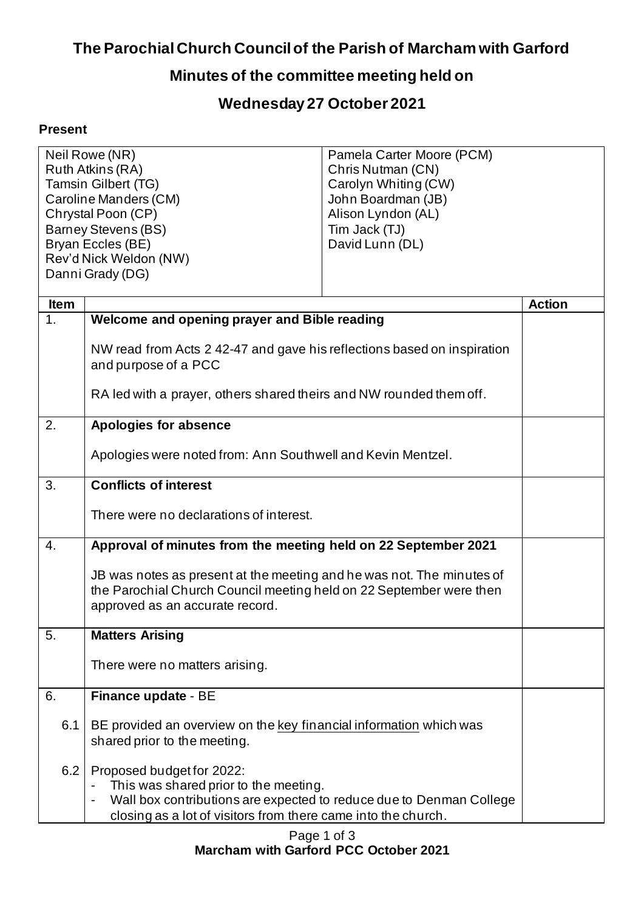# The Parochial Church Council of the Parish of Marcham with Garford

## Minutes of the committee meeting held on

## Wednesday 27 October 2021

### Present

| | |
|---|---|
| Neil Rowe (NR)<br>Ruth Atkins (RA)<br>Tamsin Gilbert (TG)<br>Caroline Manders (CM)<br>Chrystal Poon (CP)<br>Barney Stevens (BS)<br>Bryan Eccles (BE)<br>Rev'd Nick Weldon (NW)<br>Danni Grady (DG) | Pamela Carter Moore (PCM)<br>Chris Nutman (CN)<br>Carolyn Whiting (CW)<br>John Boardman (JB)<br>Alison Lyndon (AL)<br>Tim Jack (TJ)<br>David Lunn (DL) |

| Item | | Action |
|---|---|---|
| 1. | **Welcome and opening prayer and Bible reading**<br><br>NW read from Acts 2 42-47 and gave his reflections based on inspiration and purpose of a PCC<br><br>RA led with a prayer, others shared theirs and NW rounded them off. | |
| 2. | **Apologies for absence**<br><br>Apologies were noted from: Ann Southwell and Kevin Mentzel. | |
| 3. | **Conflicts of interest**<br><br>There were no declarations of interest. | |
| 4. | **Approval of minutes from the meeting held on 22 September 2021**<br><br>JB was notes as present at the meeting and he was not. The minutes of the Parochial Church Council meeting held on 22 September were then approved as an accurate record. | |
| 5. | **Matters Arising**<br><br>There were no matters arising. | |
| 6. | **Finance update** - BE | |
| 6.1 | BE provided an overview on the key financial information which was shared prior to the meeting. | |
| 6.2 | Proposed budget for 2022:<br>- This was shared prior to the meeting.<br>- Wall box contributions are expected to reduce due to Denman College closing as a lot of visitors from there came into the church. | |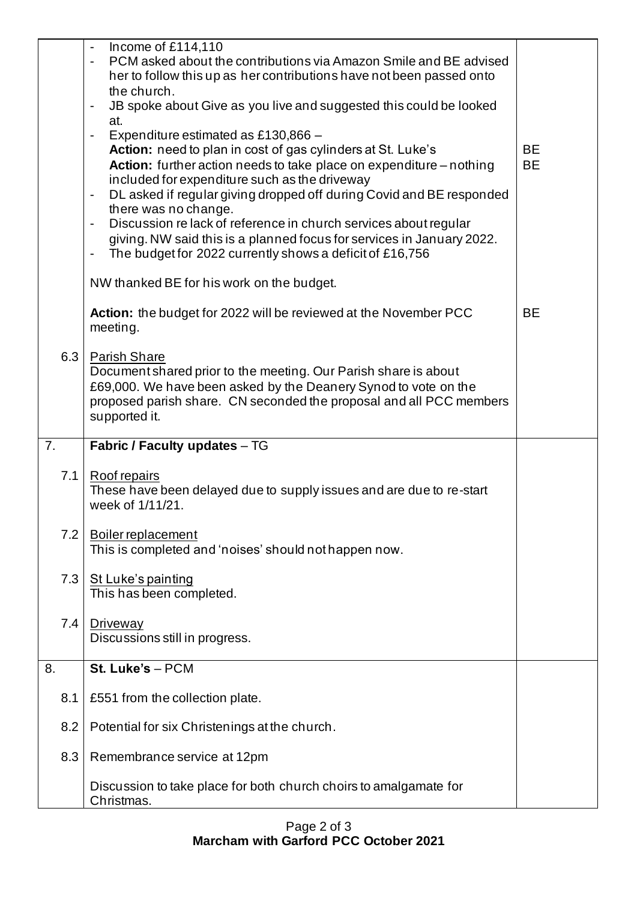| | | |
|---|---|---|
| | - Income of £114,110<br>- PCM asked about the contributions via Amazon Smile and BE advised her to follow this up as her contributions have not been passed onto the church.<br>- JB spoke about Give as you live and suggested this could be looked at.<br>- Expenditure estimated as £130,866 –<br>**Action:** need to plan in cost of gas cylinders at St. Luke's<br>**Action:** further action needs to take place on expenditure – nothing included for expenditure such as the driveway<br>- DL asked if regular giving dropped off during Covid and BE responded there was no change.<br>- Discussion re lack of reference in church services about regular giving. NW said this is a planned focus for services in January 2022.<br>- The budget for 2022 currently shows a deficit of £16,756<br><br>NW thanked BE for his work on the budget.<br><br>**Action:** the budget for 2022 will be reviewed at the November PCC meeting. | BE<br>BE<br><br><br><br><br><br><br>BE |
| 6.3 | <u>Parish Share</u><br>Document shared prior to the meeting. Our Parish share is about £69,000. We have been asked by the Deanery Synod to vote on the proposed parish share. CN seconded the proposal and all PCC members supported it. | |
| 7. | **Fabric / Faculty updates** – TG | |
| 7.1 | <u>Roof repairs</u><br>These have been delayed due to supply issues and are due to re-start week of 1/11/21. | |
| 7.2 | <u>Boiler replacement</u><br>This is completed and 'noises' should not happen now. | |
| 7.3 | <u>St Luke's painting</u><br>This has been completed. | |
| 7.4 | <u>Driveway</u><br>Discussions still in progress. | |
| 8. | **St. Luke's** – PCM | |
| 8.1 | £551 from the collection plate. | |
| 8.2 | Potential for six Christenings at the church. | |
| 8.3 | Remembrance service at 12pm<br><br>Discussion to take place for both church choirs to amalgamate for Christmas. | |

**Marcham with Garford PCC October 2021**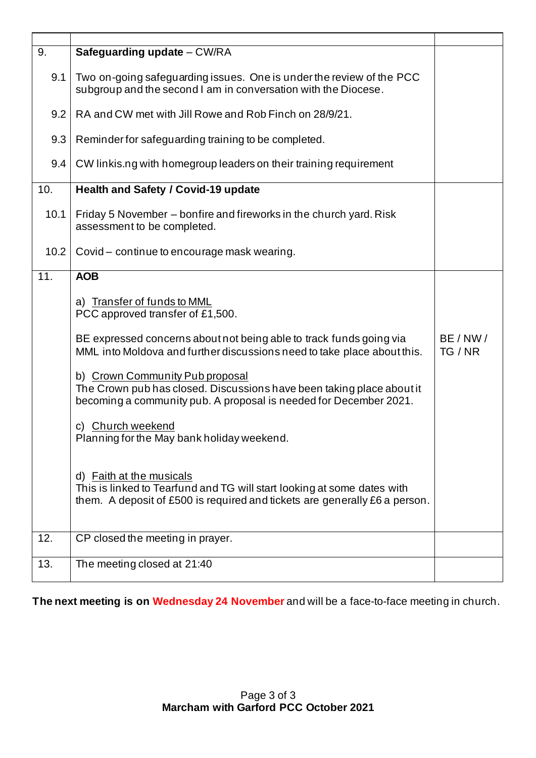| | | |
|---|---|---|
| 9. | **Safeguarding update** – CW/RA | |
| 9.1 | Two on-going safeguarding issues. One is under the review of the PCC subgroup and the second I am in conversation with the Diocese. | |
| 9.2 | RA and CW met with Jill Rowe and Rob Finch on 28/9/21. | |
| 9.3 | Reminder for safeguarding training to be completed. | |
| 9.4 | CW linkis.ng with homegroup leaders on their training requirement | |
| 10. | **Health and Safety / Covid-19 update** | |
| 10.1 | Friday 5 November – bonfire and fireworks in the church yard. Risk assessment to be completed. | |
| 10.2 | Covid – continue to encourage mask wearing. | |
| 11. | **AOB** | |
| | a) <u>Transfer of funds to MML</u><br>PCC approved transfer of £1,500. | |
| | BE expressed concerns about not being able to track funds going via MML into Moldova and further discussions need to take place about this. | BE / NW / TG / NR |
| | b) <u>Crown Community Pub proposal</u><br>The Crown pub has closed. Discussions have been taking place about it becoming a community pub. A proposal is needed for December 2021. | |
| | c) <u>Church weekend</u><br>Planning for the May bank holiday weekend. | |
| | d) <u>Faith at the musicals</u><br>This is linked to Tearfund and TG will start looking at some dates with them. A deposit of £500 is required and tickets are generally £6 a person. | |
| 12. | CP closed the meeting in prayer. | |
| 13. | The meeting closed at 21:40 | |

**The next meeting is on Wednesday 24 November** and will be a face-to-face meeting in church.